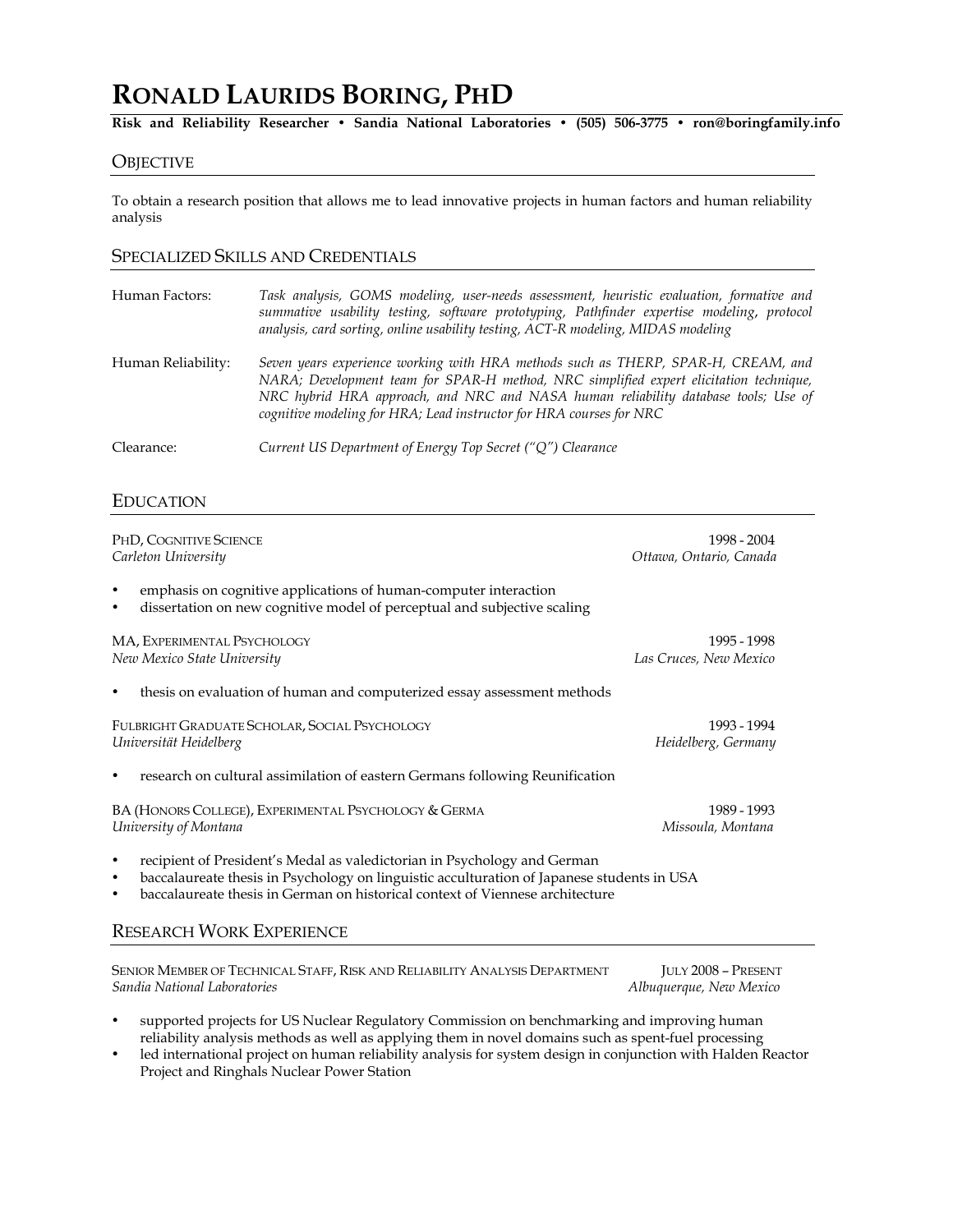# RONALD LAURIDS BORING, PHD

**Risk and Reliability Researcher • Sandia National Laboratories • (505) 506-3775 • ron@boringfamily.info**

## OBJECTIVE

To obtain a research position that allows me to lead innovative projects in human factors and human reliability analysis

## SPECIALIZED SKILLS AND CREDENTIALS

Human Factors: *Task analysis, GOMS modeling, user-needs assessment, heuristic evaluation, formative and summative usability testing, software prototyping, Pathfinder expertise modeling, protocol analysis, card sorting, online usability testing, ACT-R modeling, MIDAS modeling*

Human Reliability: *Seven years experience working with HRA methods such as THERP, SPAR-H, CREAM, and NARA; Development team for SPAR-H method, NRC simplified expert elicitation technique, NRC hybrid HRA approach, and NRC and NASA human reliability database tools; Use of cognitive modeling for HRA; Lead instructor for HRA courses for NRC*

Clearance: *Current US Department of Energy Top Secret ("Q") Clearance*

## EDUCATION

PHD, COGNITIVE SCIENCE — 1998 - 2004
*Carleton University* — *Ottawa, Ontario, Canada*

- emphasis on cognitive applications of human-computer interaction
- dissertation on new cognitive model of perceptual and subjective scaling

MA, EXPERIMENTAL PSYCHOLOGY — 1995 - 1998
*New Mexico State University* — *Las Cruces, New Mexico*

- thesis on evaluation of human and computerized essay assessment methods

FULBRIGHT GRADUATE SCHOLAR, SOCIAL PSYCHOLOGY — 1993 - 1994
*Universität Heidelberg* — *Heidelberg, Germany*

- research on cultural assimilation of eastern Germans following Reunification

BA (HONORS COLLEGE), EXPERIMENTAL PSYCHOLOGY & GERMA — 1989 - 1993
*University of Montana* — *Missoula, Montana*

- recipient of President's Medal as valedictorian in Psychology and German
- baccalaureate thesis in Psychology on linguistic acculturation of Japanese students in USA
- baccalaureate thesis in German on historical context of Viennese architecture

## RESEARCH WORK EXPERIENCE

SENIOR MEMBER OF TECHNICAL STAFF, RISK AND RELIABILITY ANALYSIS DEPARTMENT — JULY 2008 – PRESENT
*Sandia National Laboratories* — *Albuquerque, New Mexico*

- supported projects for US Nuclear Regulatory Commission on benchmarking and improving human reliability analysis methods as well as applying them in novel domains such as spent-fuel processing
- led international project on human reliability analysis for system design in conjunction with Halden Reactor Project and Ringhals Nuclear Power Station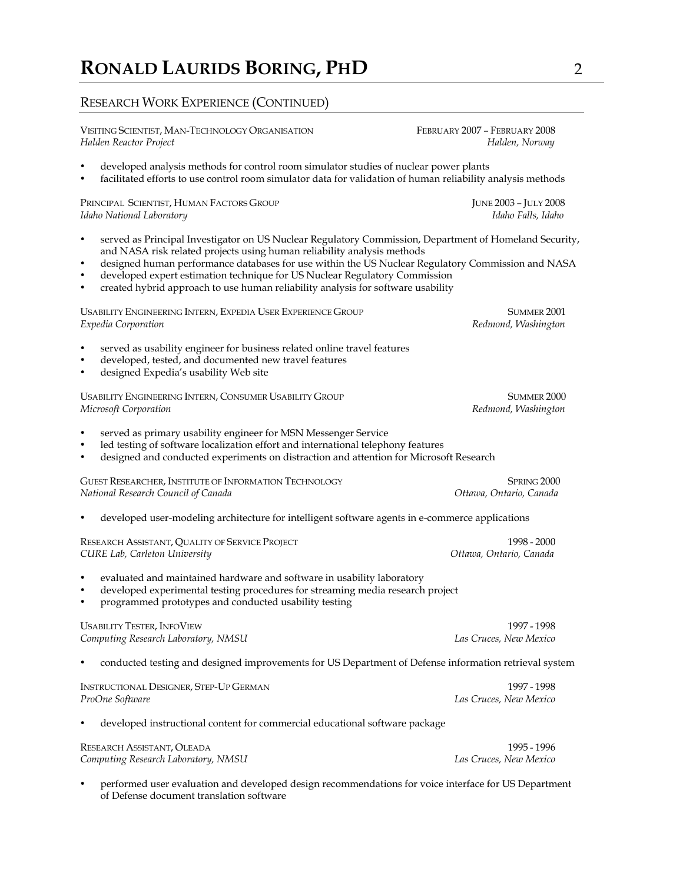## Research Work Experience (Continued)

Visiting Scientist, Man-Technology Organisation — February 2007 – February 2008
*Halden Reactor Project* — *Halden, Norway*

- developed analysis methods for control room simulator studies of nuclear power plants
- facilitated efforts to use control room simulator data for validation of human reliability analysis methods

Principal Scientist, Human Factors Group — June 2003 – July 2008
*Idaho National Laboratory* — *Idaho Falls, Idaho*

- served as Principal Investigator on US Nuclear Regulatory Commission, Department of Homeland Security, and NASA risk related projects using human reliability analysis methods
- designed human performance databases for use within the US Nuclear Regulatory Commission and NASA
- developed expert estimation technique for US Nuclear Regulatory Commission
- created hybrid approach to use human reliability analysis for software usability

Usability Engineering Intern, Expedia User Experience Group — Summer 2001
*Expedia Corporation* — *Redmond, Washington*

- served as usability engineer for business related online travel features
- developed, tested, and documented new travel features
- designed Expedia's usability Web site

Usability Engineering Intern, Consumer Usability Group — Summer 2000
*Microsoft Corporation* — *Redmond, Washington*

- served as primary usability engineer for MSN Messenger Service
- led testing of software localization effort and international telephony features
- designed and conducted experiments on distraction and attention for Microsoft Research

Guest Researcher, Institute of Information Technology — Spring 2000
*National Research Council of Canada* — *Ottawa, Ontario, Canada*

- developed user-modeling architecture for intelligent software agents in e-commerce applications

Research Assistant, Quality of Service Project — 1998 - 2000
*CURE Lab, Carleton University* — *Ottawa, Ontario, Canada*

- evaluated and maintained hardware and software in usability laboratory
- developed experimental testing procedures for streaming media research project
- programmed prototypes and conducted usability testing

Usability Tester, InfoView — 1997 - 1998
*Computing Research Laboratory, NMSU* — *Las Cruces, New Mexico*

- conducted testing and designed improvements for US Department of Defense information retrieval system

Instructional Designer, Step-Up German — 1997 - 1998
*ProOne Software* — *Las Cruces, New Mexico*

- developed instructional content for commercial educational software package

Research Assistant, Oleada — 1995 - 1996
*Computing Research Laboratory, NMSU* — *Las Cruces, New Mexico*

- performed user evaluation and developed design recommendations for voice interface for US Department of Defense document translation software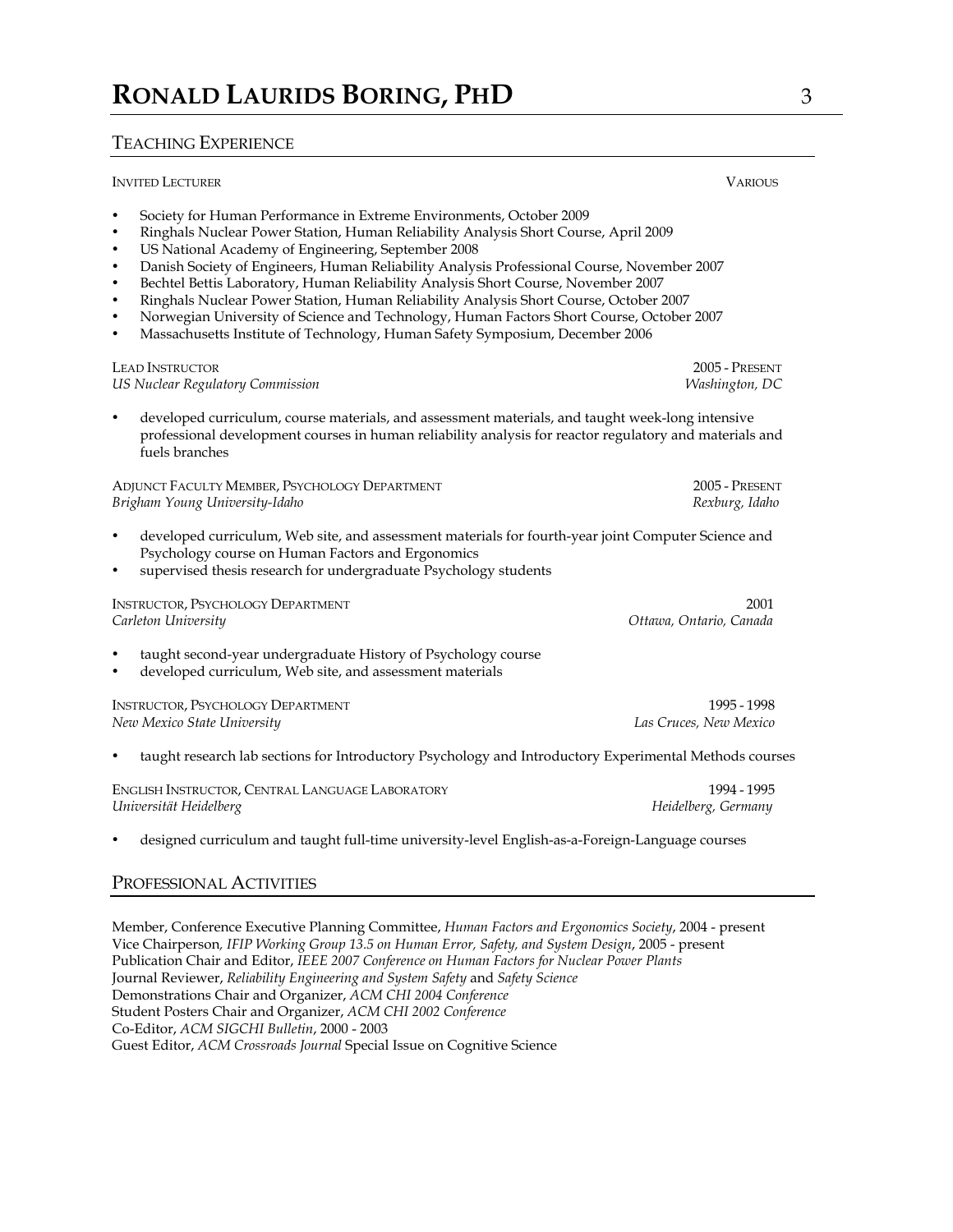## Teaching Experience

**Invited Lecturer** — Various

- Society for Human Performance in Extreme Environments, October 2009
- Ringhals Nuclear Power Station, Human Reliability Analysis Short Course, April 2009
- US National Academy of Engineering, September 2008
- Danish Society of Engineers, Human Reliability Analysis Professional Course, November 2007
- Bechtel Bettis Laboratory, Human Reliability Analysis Short Course, November 2007
- Ringhals Nuclear Power Station, Human Reliability Analysis Short Course, October 2007
- Norwegian University of Science and Technology, Human Factors Short Course, October 2007
- Massachusetts Institute of Technology, Human Safety Symposium, December 2006

**Lead Instructor** — 2005 - Present
*US Nuclear Regulatory Commission* — *Washington, DC*

- developed curriculum, course materials, and assessment materials, and taught week-long intensive professional development courses in human reliability analysis for reactor regulatory and materials and fuels branches

**Adjunct Faculty Member, Psychology Department** — 2005 - Present
*Brigham Young University-Idaho* — *Rexburg, Idaho*

- developed curriculum, Web site, and assessment materials for fourth-year joint Computer Science and Psychology course on Human Factors and Ergonomics
- supervised thesis research for undergraduate Psychology students

**Instructor, Psychology Department** — 2001
*Carleton University* — *Ottawa, Ontario, Canada*

- taught second-year undergraduate History of Psychology course
- developed curriculum, Web site, and assessment materials

**Instructor, Psychology Department** — 1995 - 1998
*New Mexico State University* — *Las Cruces, New Mexico*

- taught research lab sections for Introductory Psychology and Introductory Experimental Methods courses

**English Instructor, Central Language Laboratory** — 1994 - 1995
*Universität Heidelberg* — *Heidelberg, Germany*

- designed curriculum and taught full-time university-level English-as-a-Foreign-Language courses

## Professional Activities

Member, Conference Executive Planning Committee, *Human Factors and Ergonomics Society*, 2004 - present
Vice Chairperson, *IFIP Working Group 13.5 on Human Error, Safety, and System Design*, 2005 - present
Publication Chair and Editor, *IEEE 2007 Conference on Human Factors for Nuclear Power Plants*
Journal Reviewer, *Reliability Engineering and System Safety* and *Safety Science*
Demonstrations Chair and Organizer, *ACM CHI 2004 Conference*
Student Posters Chair and Organizer, *ACM CHI 2002 Conference*
Co-Editor, *ACM SIGCHI Bulletin*, 2000 - 2003
Guest Editor, *ACM Crossroads Journal* Special Issue on Cognitive Science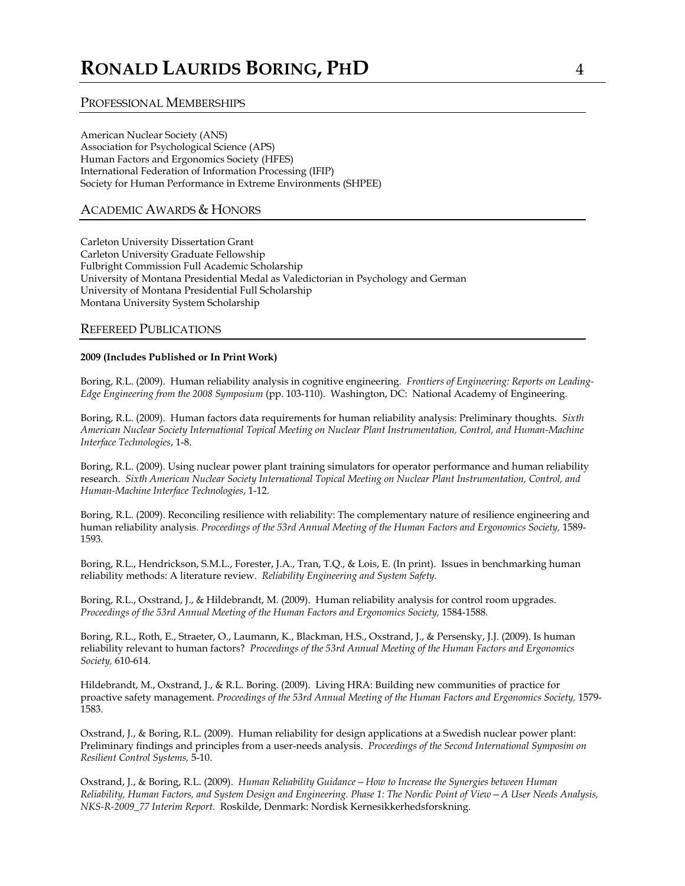## PROFESSIONAL MEMBERSHIPS

American Nuclear Society (ANS)
Association for Psychological Science (APS)
Human Factors and Ergonomics Society (HFES)
International Federation of Information Processing (IFIP)
Society for Human Performance in Extreme Environments (SHPEE)

## ACADEMIC AWARDS & HONORS

Carleton University Dissertation Grant
Carleton University Graduate Fellowship
Fulbright Commission Full Academic Scholarship
University of Montana Presidential Medal as Valedictorian in Psychology and German
University of Montana Presidential Full Scholarship
Montana University System Scholarship

## REFEREED PUBLICATIONS

**2009 (Includes Published or In Print Work)**

Boring, R.L. (2009). Human reliability analysis in cognitive engineering. *Frontiers of Engineering: Reports on Leading-Edge Engineering from the 2008 Symposium* (pp. 103-110). Washington, DC: National Academy of Engineering.

Boring, R.L. (2009). Human factors data requirements for human reliability analysis: Preliminary thoughts. *Sixth American Nuclear Society International Topical Meeting on Nuclear Plant Instrumentation, Control, and Human-Machine Interface Technologies*, 1-8.

Boring, R.L. (2009). Using nuclear power plant training simulators for operator performance and human reliability research. *Sixth American Nuclear Society International Topical Meeting on Nuclear Plant Instrumentation, Control, and Human-Machine Interface Technologies*, 1-12.

Boring, R.L. (2009). Reconciling resilience with reliability: The complementary nature of resilience engineering and human reliability analysis. *Proceedings of the 53rd Annual Meeting of the Human Factors and Ergonomics Society,* 1589-1593.

Boring, R.L., Hendrickson, S.M.L., Forester, J.A., Tran, T.Q., & Lois, E. (In print). Issues in benchmarking human reliability methods: A literature review. *Reliability Engineering and System Safety.*

Boring, R.L., Oxstrand, J., & Hildebrandt, M. (2009). Human reliability analysis for control room upgrades. *Proceedings of the 53rd Annual Meeting of the Human Factors and Ergonomics Society,* 1584-1588.

Boring, R.L., Roth, E., Straeter, O., Laumann, K., Blackman, H.S., Oxstrand, J., & Persensky, J.J. (2009). Is human reliability relevant to human factors? *Proceedings of the 53rd Annual Meeting of the Human Factors and Ergonomics Society,* 610-614.

Hildebrandt, M., Oxstrand, J., & R.L. Boring. (2009). Living HRA: Building new communities of practice for proactive safety management. *Proceedings of the 53rd Annual Meeting of the Human Factors and Ergonomics Society,* 1579-1583.

Oxstrand, J., & Boring, R.L. (2009). Human reliability for design applications at a Swedish nuclear power plant: Preliminary findings and principles from a user-needs analysis. *Proceedings of the Second International Symposim on Resilient Control Systems,* 5-10.

Oxstrand, J., & Boring, R.L. (2009). *Human Reliability Guidance—How to Increase the Synergies between Human Reliability, Human Factors, and System Design and Engineering. Phase 1: The Nordic Point of View—A User Needs Analysis, NKS-R-2009_77 Interim Report.* Roskilde, Denmark: Nordisk Kernesikkerhedsforskning.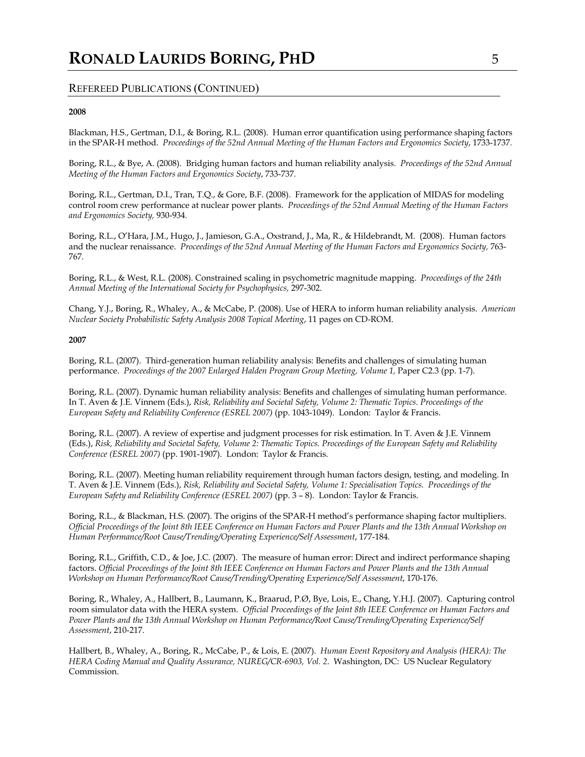## Refereed Publications (Continued)

**2008**

Blackman, H.S., Gertman, D.I., & Boring, R.L. (2008). Human error quantification using performance shaping factors in the SPAR-H method. *Proceedings of the 52nd Annual Meeting of the Human Factors and Ergonomics Society*, 1733-1737.

Boring, R.L., & Bye, A. (2008). Bridging human factors and human reliability analysis. *Proceedings of the 52nd Annual Meeting of the Human Factors and Ergonomics Society*, 733-737.

Boring, R.L., Gertman, D.I., Tran, T.Q., & Gore, B.F. (2008). Framework for the application of MIDAS for modeling control room crew performance at nuclear power plants. *Proceedings of the 52nd Annual Meeting of the Human Factors and Ergonomics Society,* 930-934.

Boring, R.L., O'Hara, J.M., Hugo, J., Jamieson, G.A., Oxstrand, J., Ma, R., & Hildebrandt, M. (2008). Human factors and the nuclear renaissance. *Proceedings of the 52nd Annual Meeting of the Human Factors and Ergonomics Society,* 763-767.

Boring, R.L., & West, R.L. (2008). Constrained scaling in psychometric magnitude mapping. *Proceedings of the 24th Annual Meeting of the International Society for Psychophysics,* 297-302.

Chang, Y.J., Boring, R., Whaley, A., & McCabe, P. (2008). Use of HERA to inform human reliability analysis. *American Nuclear Society Probabilistic Safety Analysis 2008 Topical Meeting*, 11 pages on CD-ROM.

**2007**

Boring, R.L. (2007). Third-generation human reliability analysis: Benefits and challenges of simulating human performance. *Proceedings of the 2007 Enlarged Halden Program Group Meeting, Volume 1,* Paper C2.3 (pp. 1-7).

Boring, R.L. (2007). Dynamic human reliability analysis: Benefits and challenges of simulating human performance. In T. Aven & J.E. Vinnem (Eds.), *Risk, Reliability and Societal Safety, Volume 2: Thematic Topics. Proceedings of the European Safety and Reliability Conference (ESREL 2007)* (pp. 1043-1049). London: Taylor & Francis.

Boring, R.L. (2007). A review of expertise and judgment processes for risk estimation. In T. Aven & J.E. Vinnem (Eds.), *Risk, Reliability and Societal Safety, Volume 2: Thematic Topics. Proceedings of the European Safety and Reliability Conference (ESREL 2007)* (pp. 1901-1907). London: Taylor & Francis.

Boring, R.L. (2007). Meeting human reliability requirement through human factors design, testing, and modeling. In T. Aven & J.E. Vinnem (Eds.), *Risk, Reliability and Societal Safety, Volume 1: Specialisation Topics. Proceedings of the European Safety and Reliability Conference (ESREL 2007)* (pp. 3 – 8). London: Taylor & Francis.

Boring, R.L., & Blackman, H.S. (2007). The origins of the SPAR-H method's performance shaping factor multipliers. *Official Proceedings of the Joint 8th IEEE Conference on Human Factors and Power Plants and the 13th Annual Workshop on Human Performance/Root Cause/Trending/Operating Experience/Self Assessment*, 177-184.

Boring, R.L., Griffith, C.D., & Joe, J.C. (2007). The measure of human error: Direct and indirect performance shaping factors. *Official Proceedings of the Joint 8th IEEE Conference on Human Factors and Power Plants and the 13th Annual Workshop on Human Performance/Root Cause/Trending/Operating Experience/Self Assessment*, 170-176.

Boring, R., Whaley, A., Hallbert, B., Laumann, K., Braarud, P.Ø, Bye, Lois, E., Chang, Y.H.J. (2007). Capturing control room simulator data with the HERA system. *Official Proceedings of the Joint 8th IEEE Conference on Human Factors and Power Plants and the 13th Annual Workshop on Human Performance/Root Cause/Trending/Operating Experience/Self Assessment*, 210-217.

Hallbert, B., Whaley, A., Boring, R., McCabe, P., & Lois, E. (2007). *Human Event Repository and Analysis (HERA): The HERA Coding Manual and Quality Assurance, NUREG/CR-6903, Vol. 2*. Washington, DC: US Nuclear Regulatory Commission.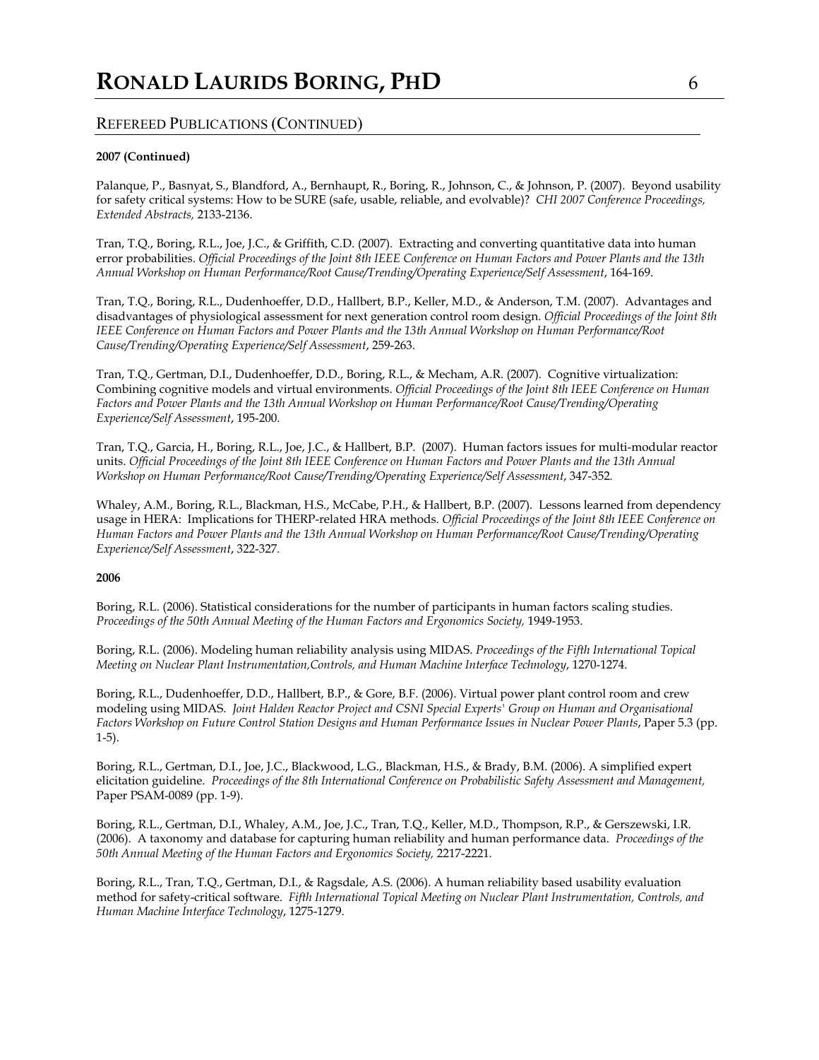## Refereed Publications (Continued)

**2007 (Continued)**

Palanque, P., Basnyat, S., Blandford, A., Bernhaupt, R., Boring, R., Johnson, C., & Johnson, P. (2007). Beyond usability for safety critical systems: How to be SURE (safe, usable, reliable, and evolvable)? *CHI 2007 Conference Proceedings, Extended Abstracts,* 2133-2136.

Tran, T.Q., Boring, R.L., Joe, J.C., & Griffith, C.D. (2007). Extracting and converting quantitative data into human error probabilities. *Official Proceedings of the Joint 8th IEEE Conference on Human Factors and Power Plants and the 13th Annual Workshop on Human Performance/Root Cause/Trending/Operating Experience/Self Assessment*, 164-169.

Tran, T.Q., Boring, R.L., Dudenhoeffer, D.D., Hallbert, B.P., Keller, M.D., & Anderson, T.M. (2007). Advantages and disadvantages of physiological assessment for next generation control room design. *Official Proceedings of the Joint 8th IEEE Conference on Human Factors and Power Plants and the 13th Annual Workshop on Human Performance/Root Cause/Trending/Operating Experience/Self Assessment*, 259-263.

Tran, T.Q., Gertman, D.I., Dudenhoeffer, D.D., Boring, R.L., & Mecham, A.R. (2007). Cognitive virtualization: Combining cognitive models and virtual environments. *Official Proceedings of the Joint 8th IEEE Conference on Human Factors and Power Plants and the 13th Annual Workshop on Human Performance/Root Cause/Trending/Operating Experience/Self Assessment*, 195-200.

Tran, T.Q., Garcia, H., Boring, R.L., Joe, J.C., & Hallbert, B.P. (2007). Human factors issues for multi-modular reactor units. *Official Proceedings of the Joint 8th IEEE Conference on Human Factors and Power Plants and the 13th Annual Workshop on Human Performance/Root Cause/Trending/Operating Experience/Self Assessment*, 347-352.

Whaley, A.M., Boring, R.L., Blackman, H.S., McCabe, P.H., & Hallbert, B.P. (2007). Lessons learned from dependency usage in HERA: Implications for THERP-related HRA methods. *Official Proceedings of the Joint 8th IEEE Conference on Human Factors and Power Plants and the 13th Annual Workshop on Human Performance/Root Cause/Trending/Operating Experience/Self Assessment*, 322-327.

**2006**

Boring, R.L. (2006). Statistical considerations for the number of participants in human factors scaling studies. *Proceedings of the 50th Annual Meeting of the Human Factors and Ergonomics Society,* 1949-1953.

Boring, R.L. (2006). Modeling human reliability analysis using MIDAS. *Proceedings of the Fifth International Topical Meeting on Nuclear Plant Instrumentation,Controls, and Human Machine Interface Technology*, 1270-1274.

Boring, R.L., Dudenhoeffer, D.D., Hallbert, B.P., & Gore, B.F. (2006). Virtual power plant control room and crew modeling using MIDAS. *Joint Halden Reactor Project and CSNI Special Experts' Group on Human and Organisational Factors Workshop on Future Control Station Designs and Human Performance Issues in Nuclear Power Plants*, Paper 5.3 (pp. 1-5).

Boring, R.L., Gertman, D.I., Joe, J.C., Blackwood, L.G., Blackman, H.S., & Brady, B.M. (2006). A simplified expert elicitation guideline. *Proceedings of the 8th International Conference on Probabilistic Safety Assessment and Management,* Paper PSAM-0089 (pp. 1-9).

Boring, R.L., Gertman, D.I., Whaley, A.M., Joe, J.C., Tran, T.Q., Keller, M.D., Thompson, R.P., & Gerszewski, I.R. (2006). A taxonomy and database for capturing human reliability and human performance data. *Proceedings of the 50th Annual Meeting of the Human Factors and Ergonomics Society,* 2217-2221.

Boring, R.L., Tran, T.Q., Gertman, D.I., & Ragsdale, A.S. (2006). A human reliability based usability evaluation method for safety-critical software. *Fifth International Topical Meeting on Nuclear Plant Instrumentation, Controls, and Human Machine Interface Technology*, 1275-1279.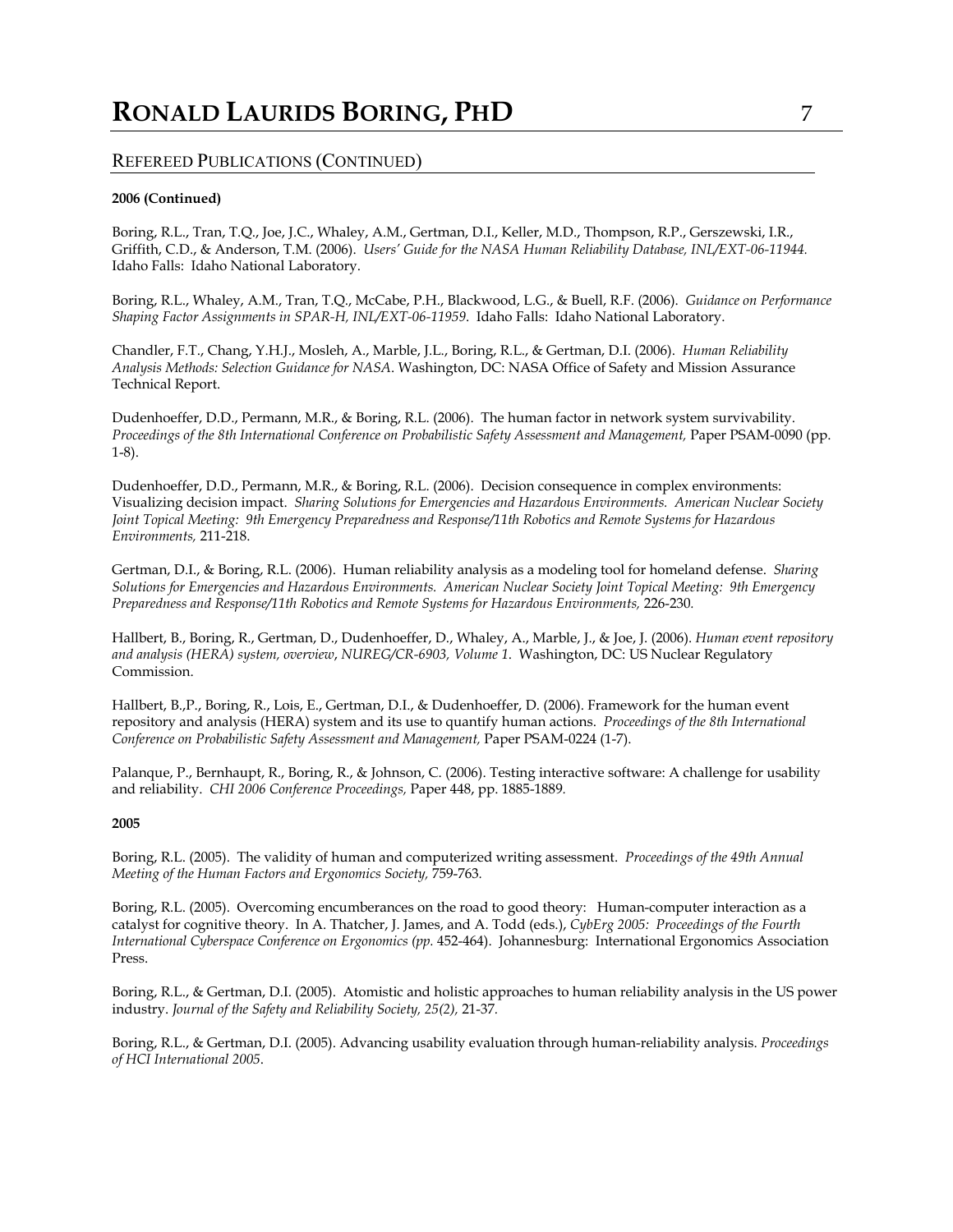## Refereed Publications (Continued)

**2006 (Continued)**

Boring, R.L., Tran, T.Q., Joe, J.C., Whaley, A.M., Gertman, D.I., Keller, M.D., Thompson, R.P., Gerszewski, I.R., Griffith, C.D., & Anderson, T.M. (2006). *Users' Guide for the NASA Human Reliability Database, INL/EXT-06-11944.* Idaho Falls: Idaho National Laboratory.

Boring, R.L., Whaley, A.M., Tran, T.Q., McCabe, P.H., Blackwood, L.G., & Buell, R.F. (2006). *Guidance on Performance Shaping Factor Assignments in SPAR-H, INL/EXT-06-11959*. Idaho Falls: Idaho National Laboratory.

Chandler, F.T., Chang, Y.H.J., Mosleh, A., Marble, J.L., Boring, R.L., & Gertman, D.I. (2006). *Human Reliability Analysis Methods: Selection Guidance for NASA*. Washington, DC: NASA Office of Safety and Mission Assurance Technical Report.

Dudenhoeffer, D.D., Permann, M.R., & Boring, R.L. (2006). The human factor in network system survivability. *Proceedings of the 8th International Conference on Probabilistic Safety Assessment and Management,* Paper PSAM-0090 (pp. 1-8).

Dudenhoeffer, D.D., Permann, M.R., & Boring, R.L. (2006). Decision consequence in complex environments: Visualizing decision impact. *Sharing Solutions for Emergencies and Hazardous Environments. American Nuclear Society Joint Topical Meeting: 9th Emergency Preparedness and Response/11th Robotics and Remote Systems for Hazardous Environments,* 211-218.

Gertman, D.I., & Boring, R.L. (2006). Human reliability analysis as a modeling tool for homeland defense. *Sharing Solutions for Emergencies and Hazardous Environments. American Nuclear Society Joint Topical Meeting: 9th Emergency Preparedness and Response/11th Robotics and Remote Systems for Hazardous Environments,* 226-230.

Hallbert, B., Boring, R., Gertman, D., Dudenhoeffer, D., Whaley, A., Marble, J., & Joe, J. (2006). *Human event repository and analysis (HERA) system, overview*, *NUREG/CR-6903, Volume 1*. Washington, DC: US Nuclear Regulatory Commission.

Hallbert, B.,P., Boring, R., Lois, E., Gertman, D.I., & Dudenhoeffer, D. (2006). Framework for the human event repository and analysis (HERA) system and its use to quantify human actions. *Proceedings of the 8th International Conference on Probabilistic Safety Assessment and Management,* Paper PSAM-0224 (1-7).

Palanque, P., Bernhaupt, R., Boring, R., & Johnson, C. (2006). Testing interactive software: A challenge for usability and reliability. *CHI 2006 Conference Proceedings,* Paper 448, pp. 1885-1889.

**2005**

Boring, R.L. (2005). The validity of human and computerized writing assessment. *Proceedings of the 49th Annual Meeting of the Human Factors and Ergonomics Society,* 759-763.

Boring, R.L. (2005). Overcoming encumberances on the road to good theory: Human-computer interaction as a catalyst for cognitive theory. In A. Thatcher, J. James, and A. Todd (eds.), *CybErg 2005: Proceedings of the Fourth International Cyberspace Conference on Ergonomics (pp.* 452-464). Johannesburg: International Ergonomics Association Press.

Boring, R.L., & Gertman, D.I. (2005). Atomistic and holistic approaches to human reliability analysis in the US power industry. *Journal of the Safety and Reliability Society, 25(2),* 21-37.

Boring, R.L., & Gertman, D.I. (2005). Advancing usability evaluation through human-reliability analysis. *Proceedings of HCI International 2005*.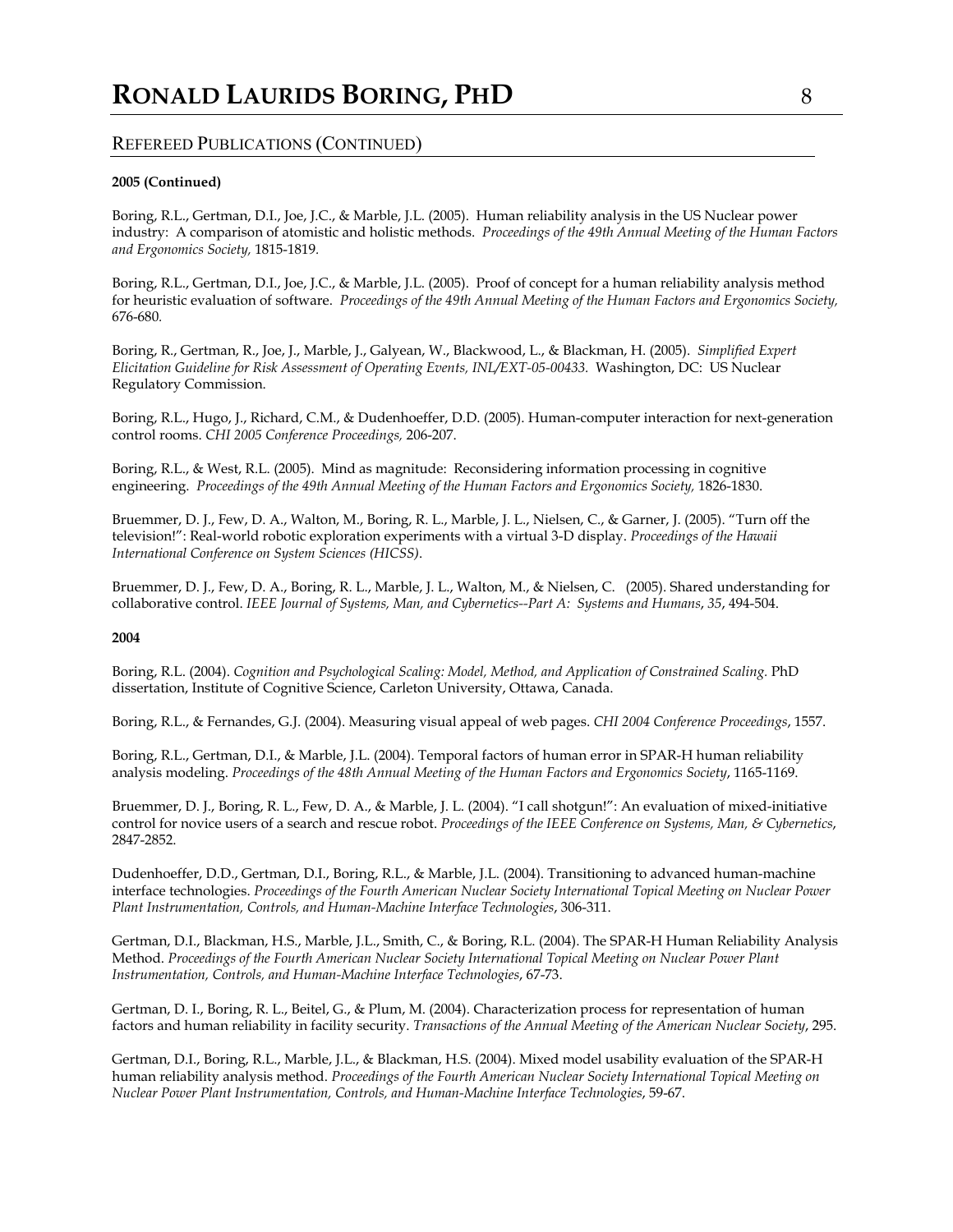## Refereed Publications (Continued)

**2005 (Continued)**

Boring, R.L., Gertman, D.I., Joe, J.C., & Marble, J.L. (2005). Human reliability analysis in the US Nuclear power industry: A comparison of atomistic and holistic methods. *Proceedings of the 49th Annual Meeting of the Human Factors and Ergonomics Society,* 1815-1819.

Boring, R.L., Gertman, D.I., Joe, J.C., & Marble, J.L. (2005). Proof of concept for a human reliability analysis method for heuristic evaluation of software. *Proceedings of the 49th Annual Meeting of the Human Factors and Ergonomics Society,* 676-680.

Boring, R., Gertman, R., Joe, J., Marble, J., Galyean, W., Blackwood, L., & Blackman, H. (2005). *Simplified Expert Elicitation Guideline for Risk Assessment of Operating Events, INL/EXT-05-00433.* Washington, DC: US Nuclear Regulatory Commission.

Boring, R.L., Hugo, J., Richard, C.M., & Dudenhoeffer, D.D. (2005). Human-computer interaction for next-generation control rooms. *CHI 2005 Conference Proceedings,* 206-207.

Boring, R.L., & West, R.L. (2005). Mind as magnitude: Reconsidering information processing in cognitive engineering. *Proceedings of the 49th Annual Meeting of the Human Factors and Ergonomics Society,* 1826-1830.

Bruemmer, D. J., Few, D. A., Walton, M., Boring, R. L., Marble, J. L., Nielsen, C., & Garner, J. (2005). "Turn off the television!": Real-world robotic exploration experiments with a virtual 3-D display. *Proceedings of the Hawaii International Conference on System Sciences (HICSS)*.

Bruemmer, D. J., Few, D. A., Boring, R. L., Marble, J. L., Walton, M., & Nielsen, C. (2005). Shared understanding for collaborative control. *IEEE Journal of Systems, Man, and Cybernetics--Part A: Systems and Humans*, *35*, 494-504.

**2004**

Boring, R.L. (2004). *Cognition and Psychological Scaling: Model, Method, and Application of Constrained Scaling.* PhD dissertation, Institute of Cognitive Science, Carleton University, Ottawa, Canada.

Boring, R.L., & Fernandes, G.J. (2004). Measuring visual appeal of web pages. *CHI 2004 Conference Proceedings*, 1557.

Boring, R.L., Gertman, D.I., & Marble, J.L. (2004). Temporal factors of human error in SPAR-H human reliability analysis modeling. *Proceedings of the 48th Annual Meeting of the Human Factors and Ergonomics Society*, 1165-1169.

Bruemmer, D. J., Boring, R. L., Few, D. A., & Marble, J. L. (2004). "I call shotgun!": An evaluation of mixed-initiative control for novice users of a search and rescue robot. *Proceedings of the IEEE Conference on Systems, Man, & Cybernetics*, 2847-2852.

Dudenhoeffer, D.D., Gertman, D.I., Boring, R.L., & Marble, J.L. (2004). Transitioning to advanced human-machine interface technologies. *Proceedings of the Fourth American Nuclear Society International Topical Meeting on Nuclear Power Plant Instrumentation, Controls, and Human-Machine Interface Technologies*, 306-311.

Gertman, D.I., Blackman, H.S., Marble, J.L., Smith, C., & Boring, R.L. (2004). The SPAR-H Human Reliability Analysis Method. *Proceedings of the Fourth American Nuclear Society International Topical Meeting on Nuclear Power Plant Instrumentation, Controls, and Human-Machine Interface Technologies*, 67-73.

Gertman, D. I., Boring, R. L., Beitel, G., & Plum, M. (2004). Characterization process for representation of human factors and human reliability in facility security. *Transactions of the Annual Meeting of the American Nuclear Society*, 295.

Gertman, D.I., Boring, R.L., Marble, J.L., & Blackman, H.S. (2004). Mixed model usability evaluation of the SPAR-H human reliability analysis method. *Proceedings of the Fourth American Nuclear Society International Topical Meeting on Nuclear Power Plant Instrumentation, Controls, and Human-Machine Interface Technologies*, 59-67.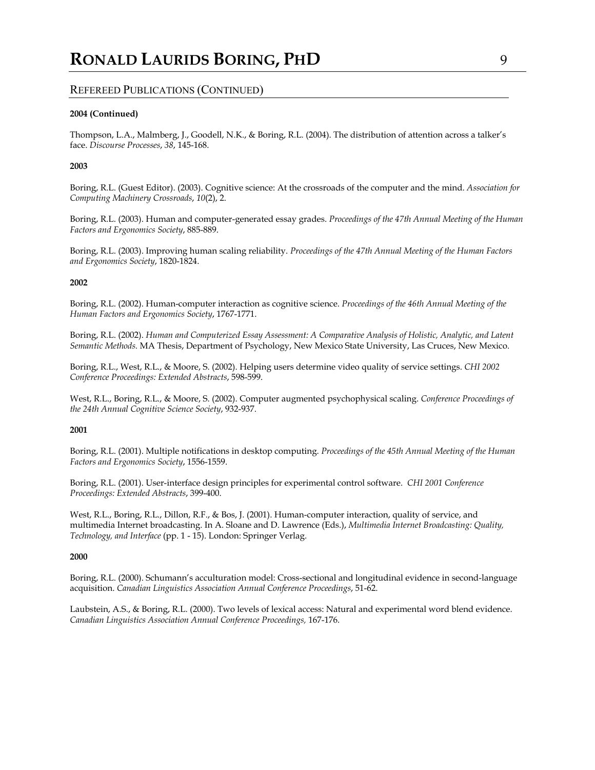## Refereed Publications (Continued)

**2004 (Continued)**

Thompson, L.A., Malmberg, J., Goodell, N.K., & Boring, R.L. (2004). The distribution of attention across a talker's face. *Discourse Processes*, *38*, 145-168.

**2003**

Boring, R.L. (Guest Editor). (2003). Cognitive science: At the crossroads of the computer and the mind. *Association for Computing Machinery Crossroads*, *10*(2), 2.

Boring, R.L. (2003). Human and computer-generated essay grades. *Proceedings of the 47th Annual Meeting of the Human Factors and Ergonomics Society*, 885-889.

Boring, R.L. (2003). Improving human scaling reliability. *Proceedings of the 47th Annual Meeting of the Human Factors and Ergonomics Society*, 1820-1824.

**2002**

Boring, R.L. (2002). Human-computer interaction as cognitive science. *Proceedings of the 46th Annual Meeting of the Human Factors and Ergonomics Society*, 1767-1771.

Boring, R.L. (2002). *Human and Computerized Essay Assessment: A Comparative Analysis of Holistic, Analytic, and Latent Semantic Methods.* MA Thesis, Department of Psychology, New Mexico State University, Las Cruces, New Mexico.

Boring, R.L., West, R.L., & Moore, S. (2002). Helping users determine video quality of service settings. *CHI 2002 Conference Proceedings: Extended Abstracts*, 598-599.

West, R.L., Boring, R.L., & Moore, S. (2002). Computer augmented psychophysical scaling. *Conference Proceedings of the 24th Annual Cognitive Science Society*, 932-937.

**2001**

Boring, R.L. (2001). Multiple notifications in desktop computing. *Proceedings of the 45th Annual Meeting of the Human Factors and Ergonomics Society*, 1556-1559.

Boring, R.L. (2001). User-interface design principles for experimental control software. *CHI 2001 Conference Proceedings: Extended Abstracts*, 399-400.

West, R.L., Boring, R.L., Dillon, R.F., & Bos, J. (2001). Human-computer interaction, quality of service, and multimedia Internet broadcasting. In A. Sloane and D. Lawrence (Eds.), *Multimedia Internet Broadcasting: Quality, Technology, and Interface* (pp. 1 - 15). London: Springer Verlag.

**2000**

Boring, R.L. (2000). Schumann's acculturation model: Cross-sectional and longitudinal evidence in second-language acquisition. *Canadian Linguistics Association Annual Conference Proceedings*, 51-62.

Laubstein, A.S., & Boring, R.L. (2000). Two levels of lexical access: Natural and experimental word blend evidence. *Canadian Linguistics Association Annual Conference Proceedings,* 167-176.